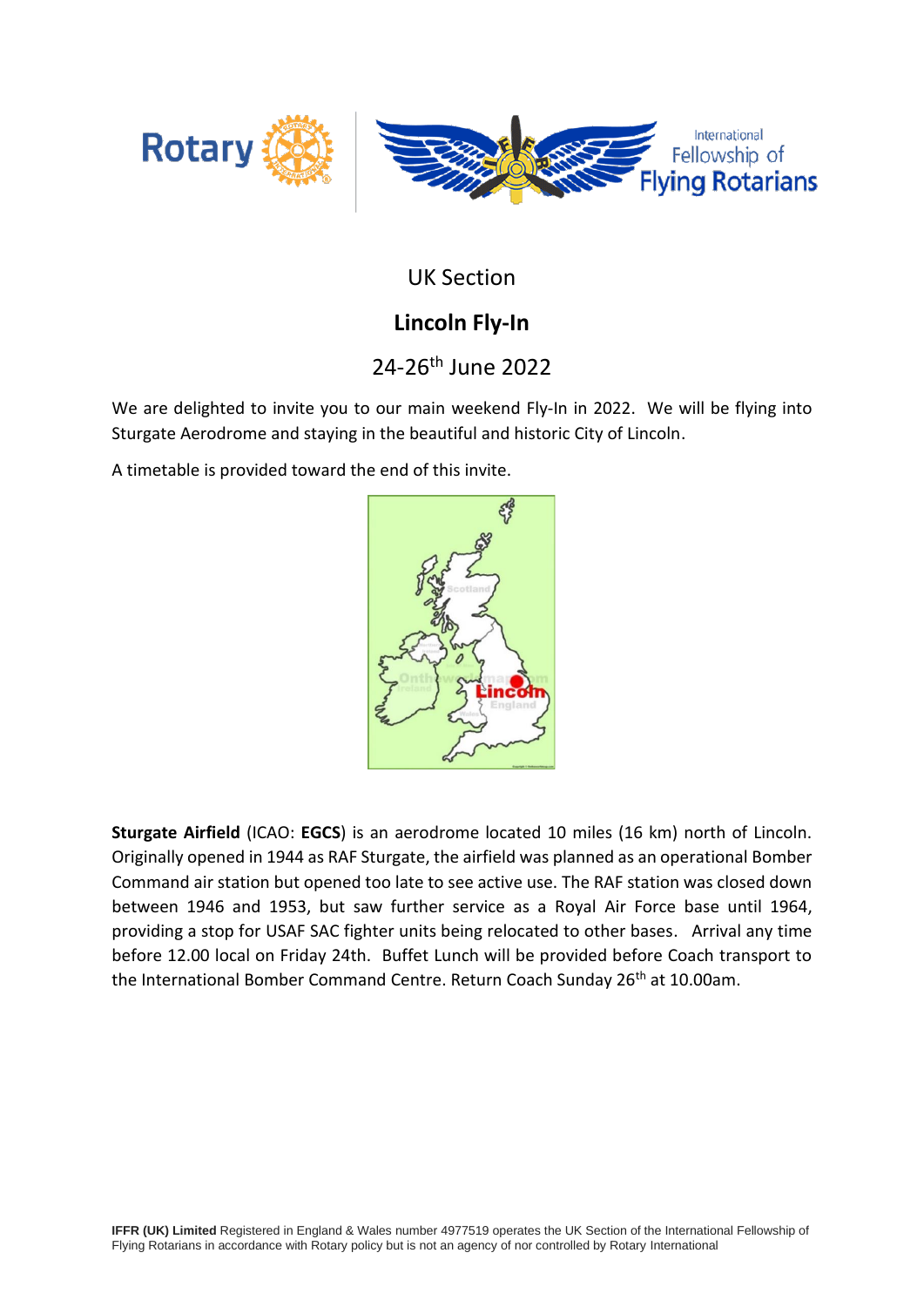UK Section

# Lincoln Fly-In

24-26th June 2022

We are delighted to invite you to our main weekend Fly-In in 2022. We will be flying into Sturgate Aerodrome and staying in the beautiful and historic City of Lincoln.

A timetable is provided toward the end of this invite.

**Sturgate Airfield** (ICAO: **EGCS**) is an aerodrome located 10 miles (16 km) north of Lincoln. Originally opened in 1944 as RAF Sturgate, the airfield was planned as an operational Bomber Command air station but opened too late to see active use. The RAF station was closed down between 1946 and 1953, but saw further service as a Royal Air Force base until 1964, providing a stop for USAF SAC fighter units being relocated to other bases. Arrival any time before 12.00 local on Friday 24th. Buffet Lunch will be provided before Coach transport to the International Bomber Command Centre. Return Coach Sunday 26th at 10.00am.

**IFFR (UK) Limited** Registered in England & Wales number 4977519 operates the UK Section of the International Fellowship of Flying Rotarians in accordance with Rotary policy but is not an agency of nor controlled by Rotary International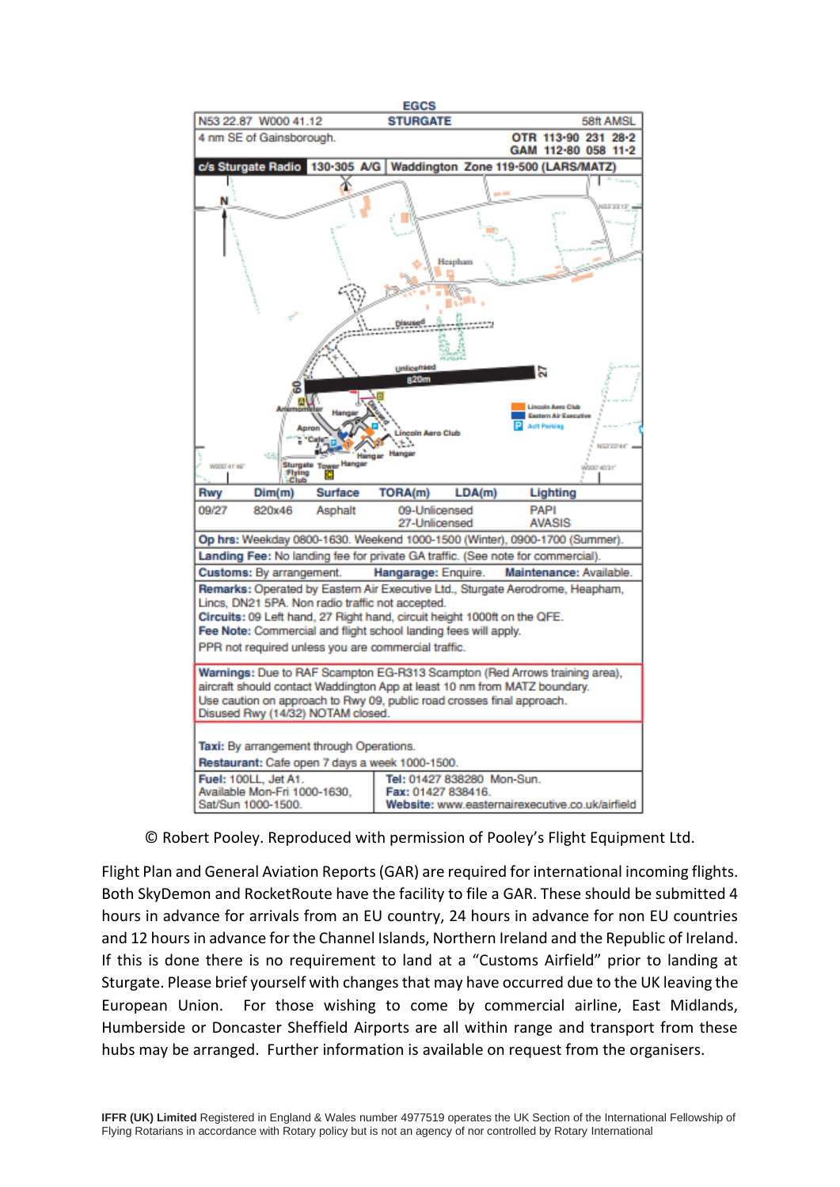**EGCS**

| N53 22.87 W000 41.12 | STURGATE | 58ft AMSL |
|---|---|---|
| 4 nm SE of Gainsborough. | | OTR 113·90 231 28·2<br>GAM 112·80 058 11·2 |
| c/s Sturgate Radio | 130·305 A/G | Waddington Zone 119·500 (LARS/MATZ) |

| Rwy | Dim(m) | Surface | TORA(m) | LDA(m) | Lighting |
|---|---|---|---|---|---|
| 09/27 | 820x46 | Asphalt | 09-Unlicensed<br>27-Unlicensed | | PAPI<br>AVASIS |

**Op hrs:** Weekday 0800-1630. Weekend 1000-1500 (Winter), 0900-1700 (Summer).

**Landing Fee:** No landing fee for private GA traffic. (See note for commercial).

**Customs:** By arrangement. **Hangarage:** Enquire. **Maintenance:** Available.

**Remarks:** Operated by Eastern Air Executive Ltd., Sturgate Aerodrome, Heapham, Lincs, DN21 5PA. Non radio traffic not accepted.
**Circuits:** 09 Left hand, 27 Right hand, circuit height 1000ft on the QFE.
**Fee Note:** Commercial and flight school landing fees will apply.
PPR not required unless you are commercial traffic.

**Warnings:** Due to RAF Scampton EG-R313 Scampton (Red Arrows training area), aircraft should contact Waddington App at least 10 nm from MATZ boundary.
Use caution on approach to Rwy 09, public road crosses final approach.
Disused Rwy (14/32) NOTAM closed.

**Taxi:** By arrangement through Operations.
**Restaurant:** Cafe open 7 days a week 1000-1500.

| **Fuel:** 100LL, Jet A1.<br>Available Mon-Fri 1000-1630,<br>Sat/Sun 1000-1500. | **Tel:** 01427 838280 Mon-Sun.<br>**Fax:** 01427 838416.<br>**Website:** www.easternairexecutive.co.uk/airfield |
|---|---|

© Robert Pooley. Reproduced with permission of Pooley's Flight Equipment Ltd.

Flight Plan and General Aviation Reports (GAR) are required for international incoming flights. Both SkyDemon and RocketRoute have the facility to file a GAR. These should be submitted 4 hours in advance for arrivals from an EU country, 24 hours in advance for non EU countries and 12 hours in advance for the Channel Islands, Northern Ireland and the Republic of Ireland. If this is done there is no requirement to land at a "Customs Airfield" prior to landing at Sturgate. Please brief yourself with changes that may have occurred due to the UK leaving the European Union. For those wishing to come by commercial airline, East Midlands, Humberside or Doncaster Sheffield Airports are all within range and transport from these hubs may be arranged. Further information is available on request from the organisers.

**IFFR (UK) Limited** Registered in England & Wales number 4977519 operates the UK Section of the International Fellowship of Flying Rotarians in accordance with Rotary policy but is not an agency of nor controlled by Rotary International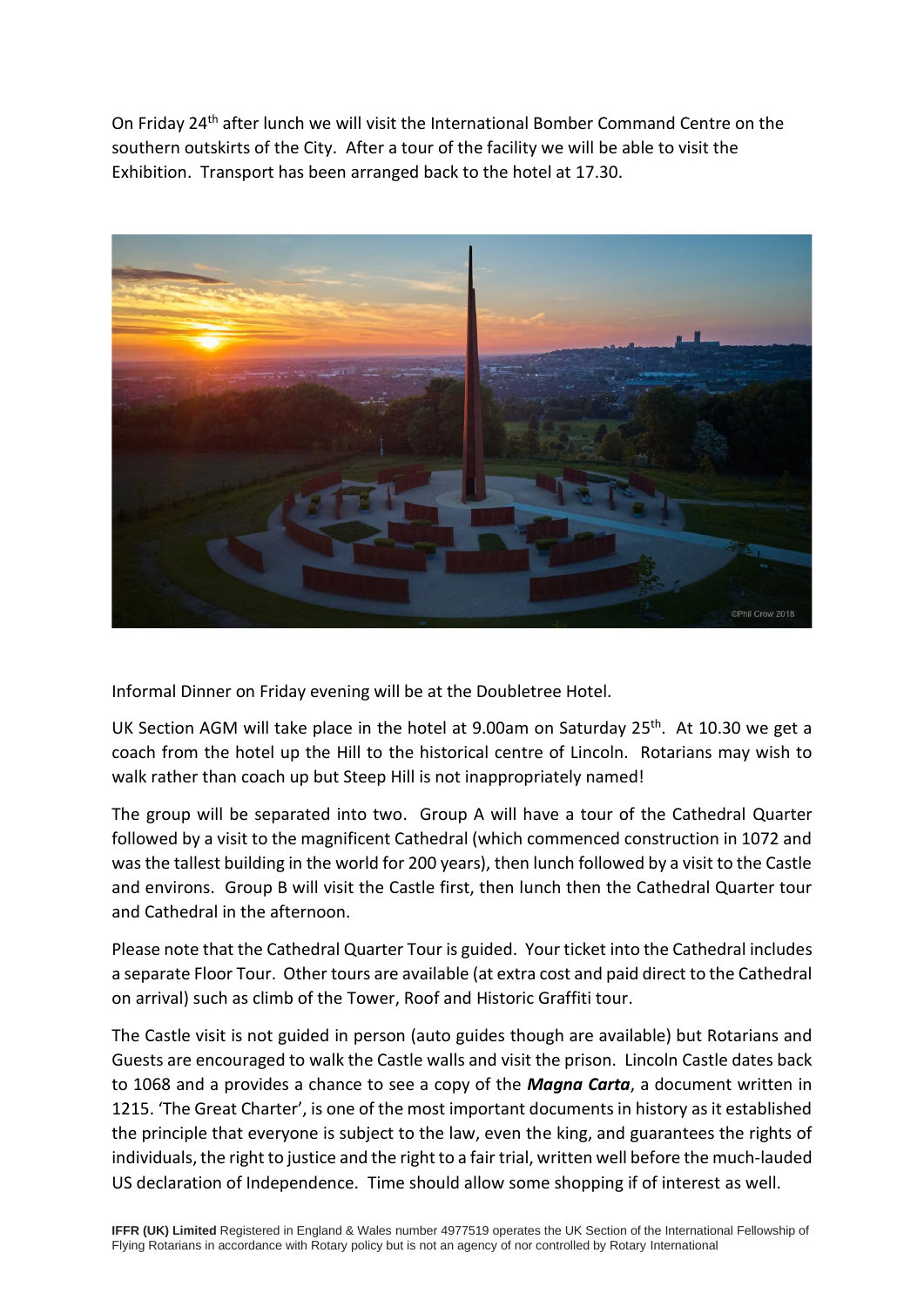On Friday 24th after lunch we will visit the International Bomber Command Centre on the southern outskirts of the City. After a tour of the facility we will be able to visit the Exhibition. Transport has been arranged back to the hotel at 17.30.

Informal Dinner on Friday evening will be at the Doubletree Hotel.

UK Section AGM will take place in the hotel at 9.00am on Saturday 25th. At 10.30 we get a coach from the hotel up the Hill to the historical centre of Lincoln. Rotarians may wish to walk rather than coach up but Steep Hill is not inappropriately named!

The group will be separated into two. Group A will have a tour of the Cathedral Quarter followed by a visit to the magnificent Cathedral (which commenced construction in 1072 and was the tallest building in the world for 200 years), then lunch followed by a visit to the Castle and environs. Group B will visit the Castle first, then lunch then the Cathedral Quarter tour and Cathedral in the afternoon.

Please note that the Cathedral Quarter Tour is guided. Your ticket into the Cathedral includes a separate Floor Tour. Other tours are available (at extra cost and paid direct to the Cathedral on arrival) such as climb of the Tower, Roof and Historic Graffiti tour.

The Castle visit is not guided in person (auto guides though are available) but Rotarians and Guests are encouraged to walk the Castle walls and visit the prison. Lincoln Castle dates back to 1068 and a provides a chance to see a copy of the ***Magna Carta***, a document written in 1215. 'The Great Charter', is one of the most important documents in history as it established the principle that everyone is subject to the law, even the king, and guarantees the rights of individuals, the right to justice and the right to a fair trial, written well before the much-lauded US declaration of Independence. Time should allow some shopping if of interest as well.

**IFFR (UK) Limited** Registered in England & Wales number 4977519 operates the UK Section of the International Fellowship of Flying Rotarians in accordance with Rotary policy but is not an agency of nor controlled by Rotary International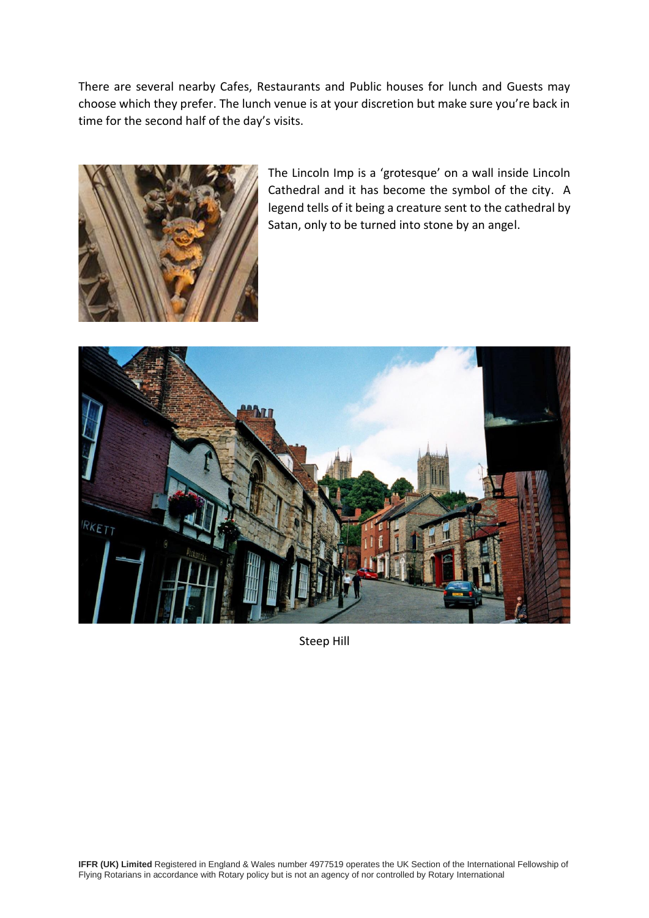There are several nearby Cafes, Restaurants and Public houses for lunch and Guests may choose which they prefer. The lunch venue is at your discretion but make sure you're back in time for the second half of the day's visits.

The Lincoln Imp is a 'grotesque' on a wall inside Lincoln Cathedral and it has become the symbol of the city. A legend tells of it being a creature sent to the cathedral by Satan, only to be turned into stone by an angel.

Steep Hill

**IFFR (UK) Limited** Registered in England & Wales number 4977519 operates the UK Section of the International Fellowship of Flying Rotarians in accordance with Rotary policy but is not an agency of nor controlled by Rotary International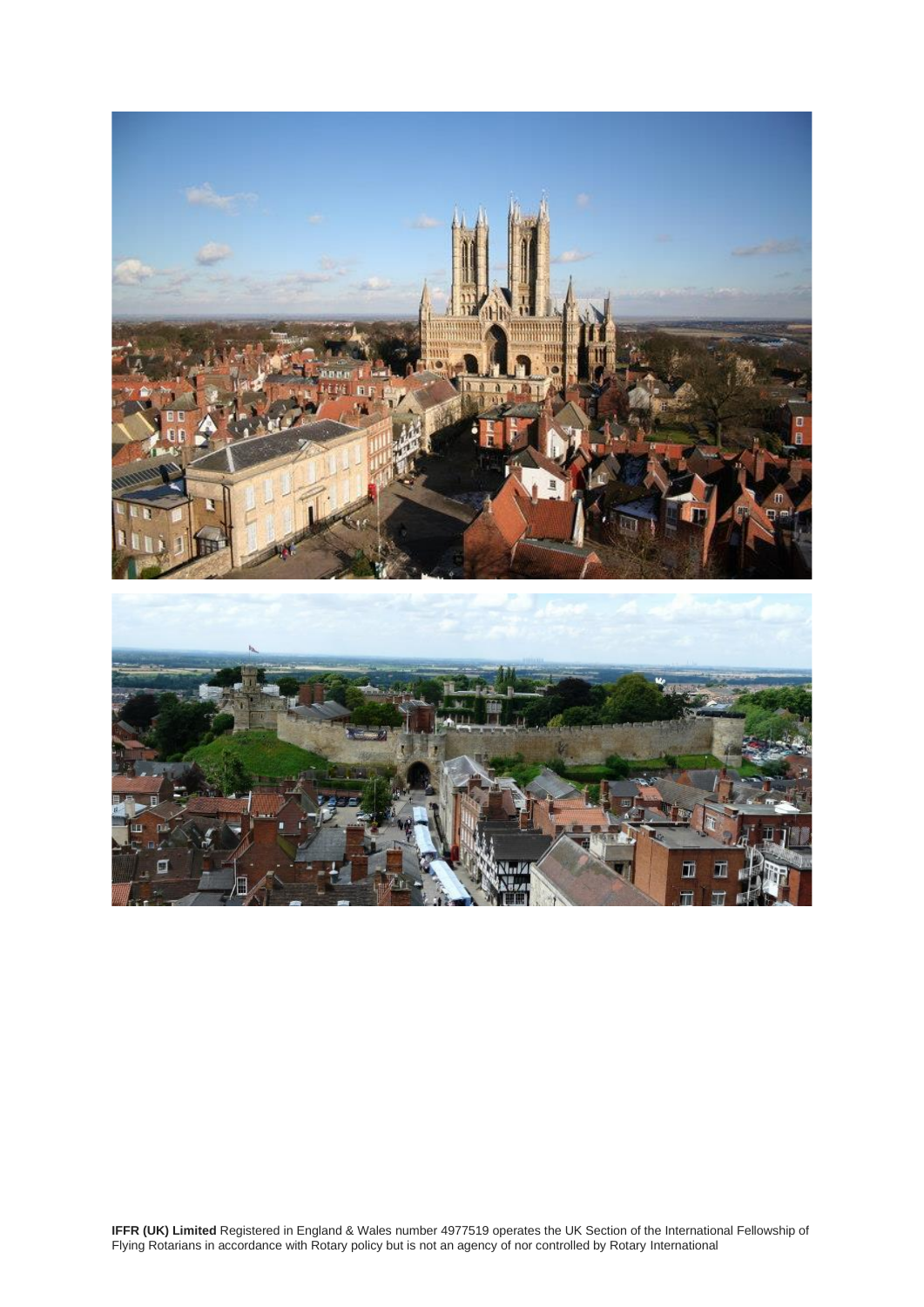**IFFR (UK) Limited** Registered in England & Wales number 4977519 operates the UK Section of the International Fellowship of Flying Rotarians in accordance with Rotary policy but is not an agency of nor controlled by Rotary International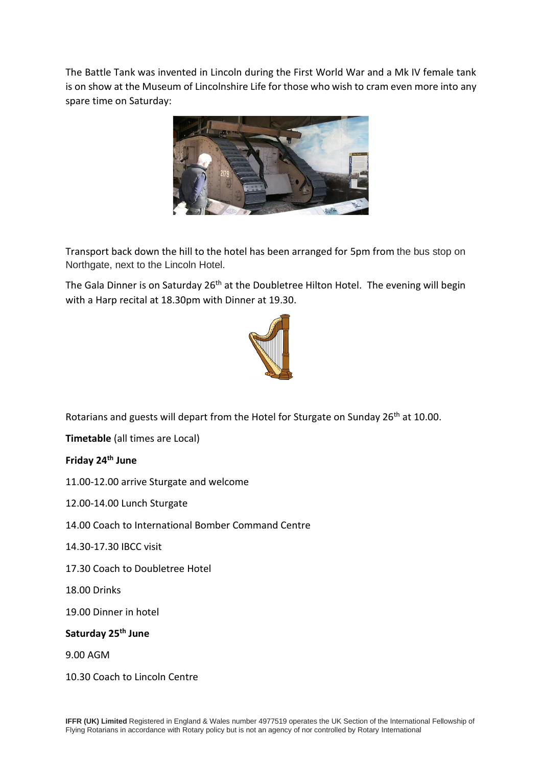The Battle Tank was invented in Lincoln during the First World War and a Mk IV female tank is on show at the Museum of Lincolnshire Life for those who wish to cram even more into any spare time on Saturday:

Transport back down the hill to the hotel has been arranged for 5pm from the bus stop on Northgate, next to the Lincoln Hotel.

The Gala Dinner is on Saturday 26th at the Doubletree Hilton Hotel. The evening will begin with a Harp recital at 18.30pm with Dinner at 19.30.

Rotarians and guests will depart from the Hotel for Sturgate on Sunday 26th at 10.00.

**Timetable** (all times are Local)

**Friday 24th June**

11.00-12.00 arrive Sturgate and welcome

12.00-14.00 Lunch Sturgate

14.00 Coach to International Bomber Command Centre

14.30-17.30 IBCC visit

17.30 Coach to Doubletree Hotel

18.00 Drinks

19.00 Dinner in hotel

**Saturday 25th June**

9.00 AGM

10.30 Coach to Lincoln Centre

**IFFR (UK) Limited** Registered in England & Wales number 4977519 operates the UK Section of the International Fellowship of Flying Rotarians in accordance with Rotary policy but is not an agency of nor controlled by Rotary International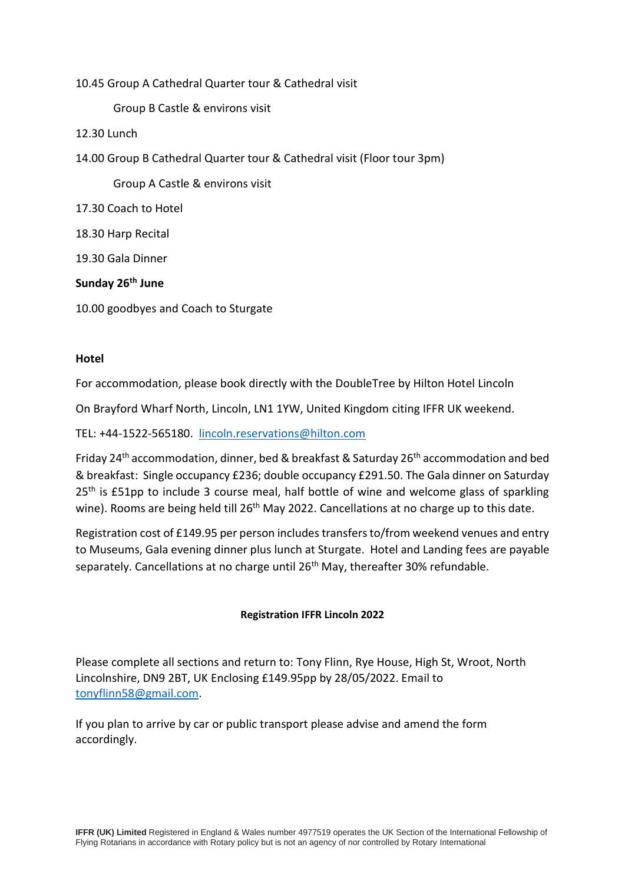10.45 Group A Cathedral Quarter tour & Cathedral visit

Group B Castle & environs visit

12.30 Lunch

14.00 Group B Cathedral Quarter tour & Cathedral visit (Floor tour 3pm)

Group A Castle & environs visit

17.30 Coach to Hotel

18.30 Harp Recital

19.30 Gala Dinner

**Sunday 26th June**

10.00 goodbyes and Coach to Sturgate

**Hotel**

For accommodation, please book directly with the DoubleTree by Hilton Hotel Lincoln

On Brayford Wharf North, Lincoln, LN1 1YW, United Kingdom citing IFFR UK weekend.

TEL: +44-1522-565180. lincoln.reservations@hilton.com

Friday 24th accommodation, dinner, bed & breakfast & Saturday 26th accommodation and bed & breakfast: Single occupancy £236; double occupancy £291.50. The Gala dinner on Saturday 25th is £51pp to include 3 course meal, half bottle of wine and welcome glass of sparkling wine). Rooms are being held till 26th May 2022. Cancellations at no charge up to this date.

Registration cost of £149.95 per person includes transfers to/from weekend venues and entry to Museums, Gala evening dinner plus lunch at Sturgate. Hotel and Landing fees are payable separately. Cancellations at no charge until 26th May, thereafter 30% refundable.

**Registration IFFR Lincoln 2022**

Please complete all sections and return to: Tony Flinn, Rye House, High St, Wroot, North Lincolnshire, DN9 2BT, UK Enclosing £149.95pp by 28/05/2022. Email to tonyflinn58@gmail.com.

If you plan to arrive by car or public transport please advise and amend the form accordingly.

**IFFR (UK) Limited** Registered in England & Wales number 4977519 operates the UK Section of the International Fellowship of Flying Rotarians in accordance with Rotary policy but is not an agency of nor controlled by Rotary International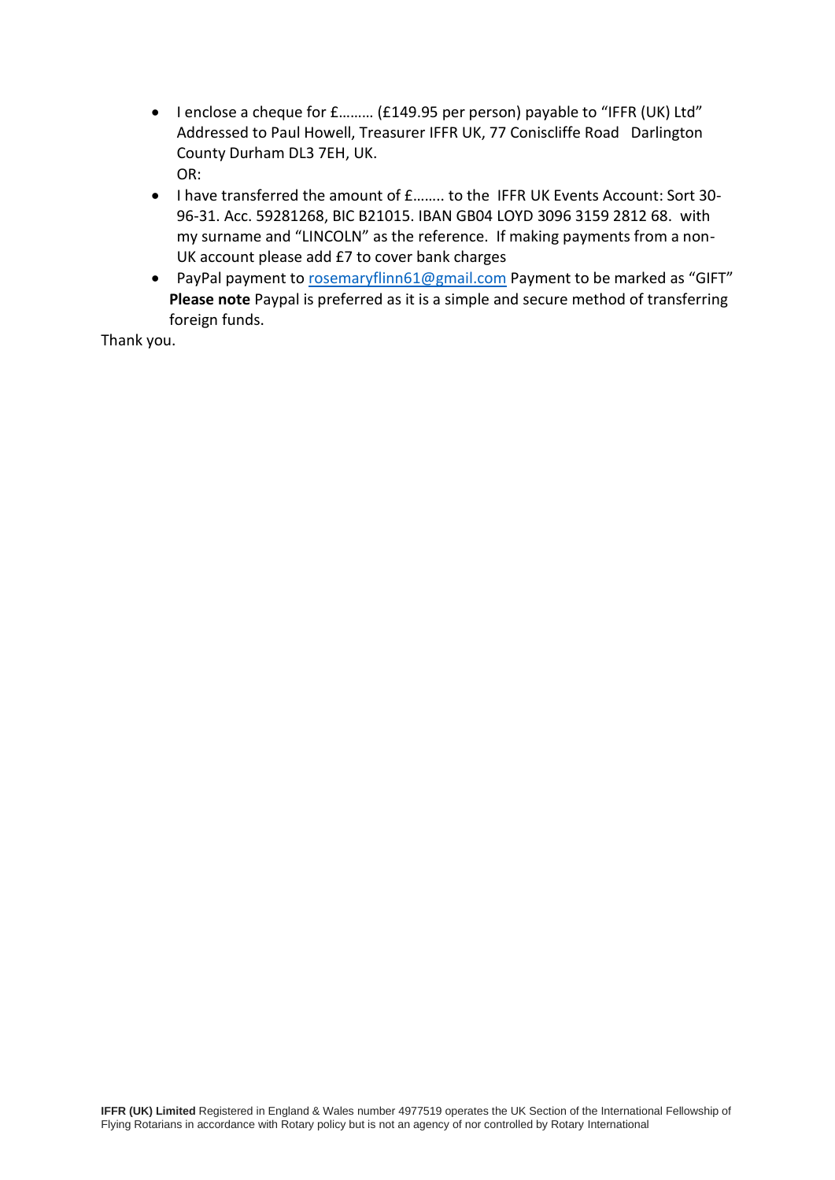- I enclose a cheque for £……… (£149.95 per person) payable to "IFFR (UK) Ltd" Addressed to Paul Howell, Treasurer IFFR UK, 77 Coniscliffe Road Darlington County Durham DL3 7EH, UK.
  OR:
- I have transferred the amount of £…….. to the IFFR UK Events Account: Sort 30-96-31. Acc. 59281268, BIC B21015. IBAN GB04 LOYD 3096 3159 2812 68. with my surname and "LINCOLN" as the reference. If making payments from a non-UK account please add £7 to cover bank charges
- PayPal payment to rosemaryflinn61@gmail.com Payment to be marked as "GIFT"
  **Please note** Paypal is preferred as it is a simple and secure method of transferring foreign funds.

Thank you.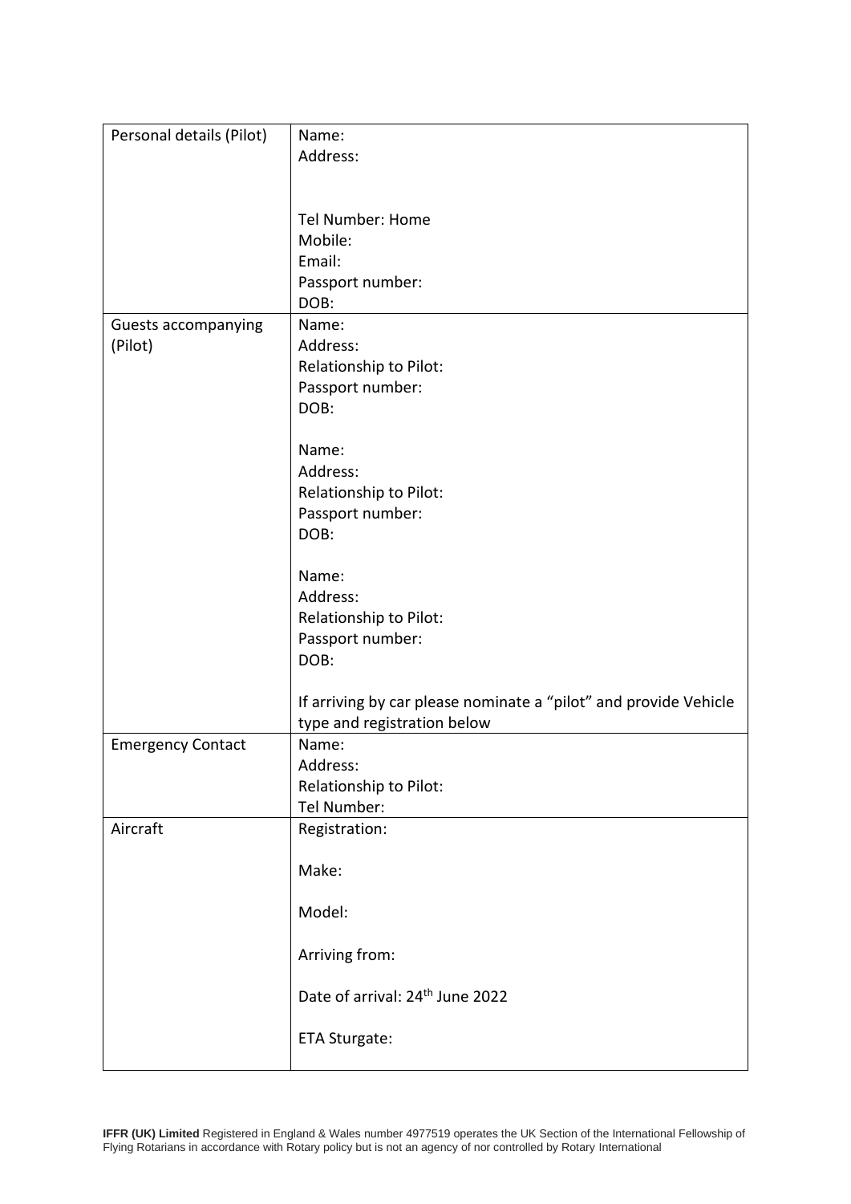| | |
|---|---|
| Personal details (Pilot) | Name:<br>Address:<br><br><br>Tel Number: Home<br>Mobile:<br>Email:<br>Passport number:<br>DOB: |
| Guests accompanying (Pilot) | Name:<br>Address:<br>Relationship to Pilot:<br>Passport number:<br>DOB:<br><br>Name:<br>Address:<br>Relationship to Pilot:<br>Passport number:<br>DOB:<br><br>Name:<br>Address:<br>Relationship to Pilot:<br>Passport number:<br>DOB:<br><br>If arriving by car please nominate a "pilot" and provide Vehicle type and registration below |
| Emergency Contact | Name:<br>Address:<br>Relationship to Pilot:<br>Tel Number: |
| Aircraft | Registration:<br><br>Make:<br><br>Model:<br><br>Arriving from:<br><br>Date of arrival: 24th June 2022<br><br>ETA Sturgate: |

**IFFR (UK) Limited** Registered in England & Wales number 4977519 operates the UK Section of the International Fellowship of Flying Rotarians in accordance with Rotary policy but is not an agency of nor controlled by Rotary International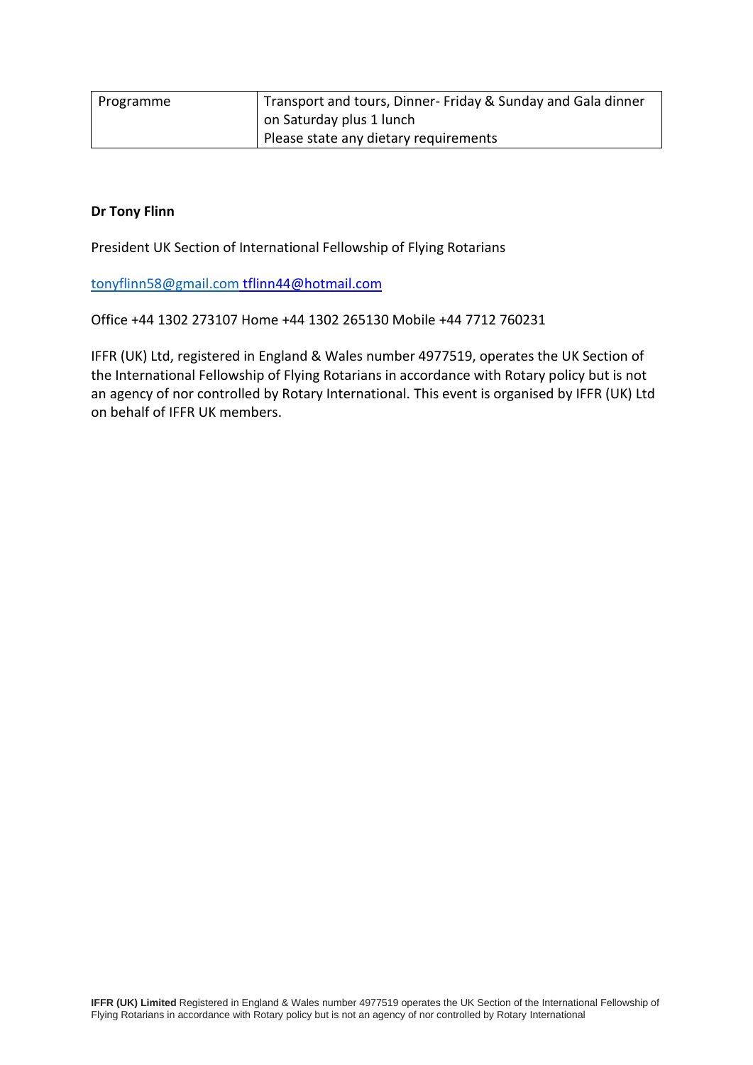| | |
|---|---|
| Programme | Transport and tours, Dinner- Friday & Sunday and Gala dinner on Saturday plus 1 lunch<br>Please state any dietary requirements |

**Dr Tony Flinn**

President UK Section of International Fellowship of Flying Rotarians

tonyflinn58@gmail.com tflinn44@hotmail.com

Office +44 1302 273107 Home +44 1302 265130 Mobile +44 7712 760231

IFFR (UK) Ltd, registered in England & Wales number 4977519, operates the UK Section of the International Fellowship of Flying Rotarians in accordance with Rotary policy but is not an agency of nor controlled by Rotary International. This event is organised by IFFR (UK) Ltd on behalf of IFFR UK members.